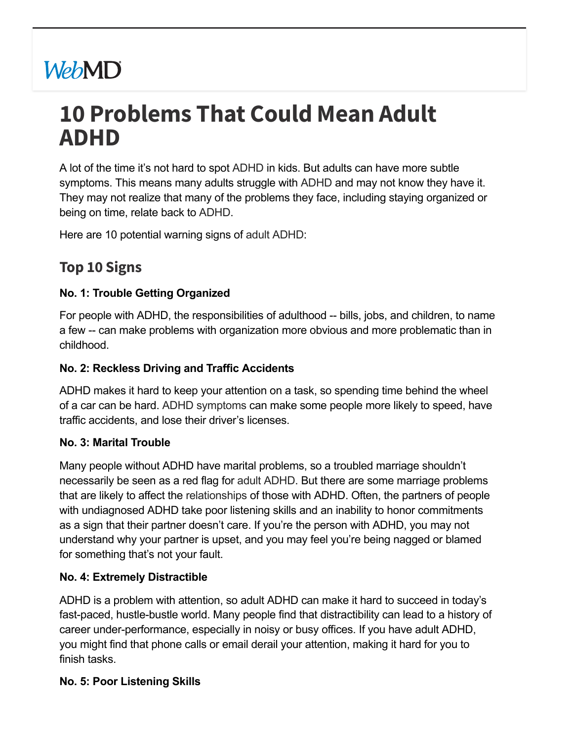WebMD

# 10 Problems That Could Mean Adult ADHD

A lot of the time it's not hard to spot ADHD in kids. But adults can have more subtle symptoms. This means many adults struggle with ADHD and may not know they have it. They may not realize that many of the problems they face, including staying organized or being on time, relate back to ADHD.

Here are 10 potential warning signs of adult ADHD:

## Top 10 Signs

**No. 1: Trouble Getting Organized**

For people with ADHD, the responsibilities of adulthood -- bills, jobs, and children, to name a few -- can make problems with organization more obvious and more problematic than in childhood.

**No. 2: Reckless Driving and Traffic Accidents**

ADHD makes it hard to keep your attention on a task, so spending time behind the wheel of a car can be hard. ADHD symptoms can make some people more likely to speed, have traffic accidents, and lose their driver's licenses.

**No. 3: Marital Trouble**

Many people without ADHD have marital problems, so a troubled marriage shouldn't necessarily be seen as a red flag for adult ADHD. But there are some marriage problems that are likely to affect the relationships of those with ADHD. Often, the partners of people with undiagnosed ADHD take poor listening skills and an inability to honor commitments as a sign that their partner doesn't care. If you're the person with ADHD, you may not understand why your partner is upset, and you may feel you're being nagged or blamed for something that's not your fault.

**No. 4: Extremely Distractible**

ADHD is a problem with attention, so adult ADHD can make it hard to succeed in today's fast-paced, hustle-bustle world. Many people find that distractibility can lead to a history of career under-performance, especially in noisy or busy offices. If you have adult ADHD, you might find that phone calls or email derail your attention, making it hard for you to finish tasks.

**No. 5: Poor Listening Skills**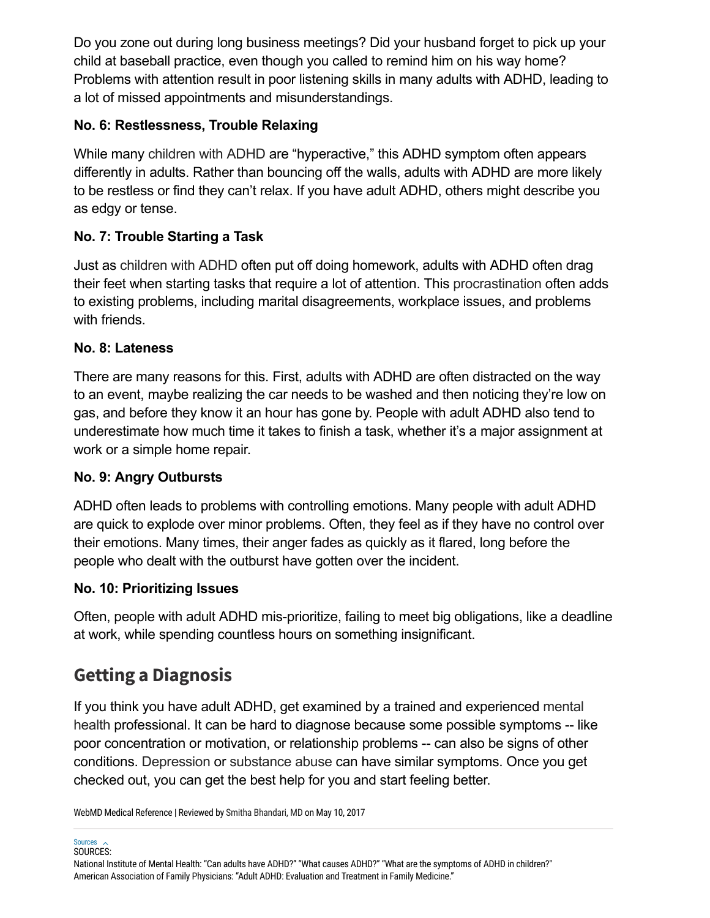Do you zone out during long business meetings? Did your husband forget to pick up your child at baseball practice, even though you called to remind him on his way home? Problems with attention result in poor listening skills in many adults with ADHD, leading to a lot of missed appointments and misunderstandings.

### No. 6: Restlessness, Trouble Relaxing

While many children with ADHD are "hyperactive," this ADHD symptom often appears differently in adults. Rather than bouncing off the walls, adults with ADHD are more likely to be restless or find they can't relax. If you have adult ADHD, others might describe you as edgy or tense.

### No. 7: Trouble Starting a Task

Just as children with ADHD often put off doing homework, adults with ADHD often drag their feet when starting tasks that require a lot of attention. This procrastination often adds to existing problems, including marital disagreements, workplace issues, and problems with friends.

### No. 8: Lateness

There are many reasons for this. First, adults with ADHD are often distracted on the way to an event, maybe realizing the car needs to be washed and then noticing they're low on gas, and before they know it an hour has gone by. People with adult ADHD also tend to underestimate how much time it takes to finish a task, whether it's a major assignment at work or a simple home repair.

### No. 9: Angry Outbursts

ADHD often leads to problems with controlling emotions. Many people with adult ADHD are quick to explode over minor problems. Often, they feel as if they have no control over their emotions. Many times, their anger fades as quickly as it flared, long before the people who dealt with the outburst have gotten over the incident.

### No. 10: Prioritizing Issues

Often, people with adult ADHD mis-prioritize, failing to meet big obligations, like a deadline at work, while spending countless hours on something insignificant.

## Getting a Diagnosis

If you think you have adult ADHD, get examined by a trained and experienced mental health professional. It can be hard to diagnose because some possible symptoms -- like poor concentration or motivation, or relationship problems -- can also be signs of other conditions. Depression or substance abuse can have similar symptoms. Once you get checked out, you can get the best help for you and start feeling better.

WebMD Medical Reference | Reviewed by Smitha Bhandari, MD on May 10, 2017

Sources

SOURCES:
National Institute of Mental Health: "Can adults have ADHD?" "What causes ADHD?" "What are the symptoms of ADHD in children?"
American Association of Family Physicians: "Adult ADHD: Evaluation and Treatment in Family Medicine."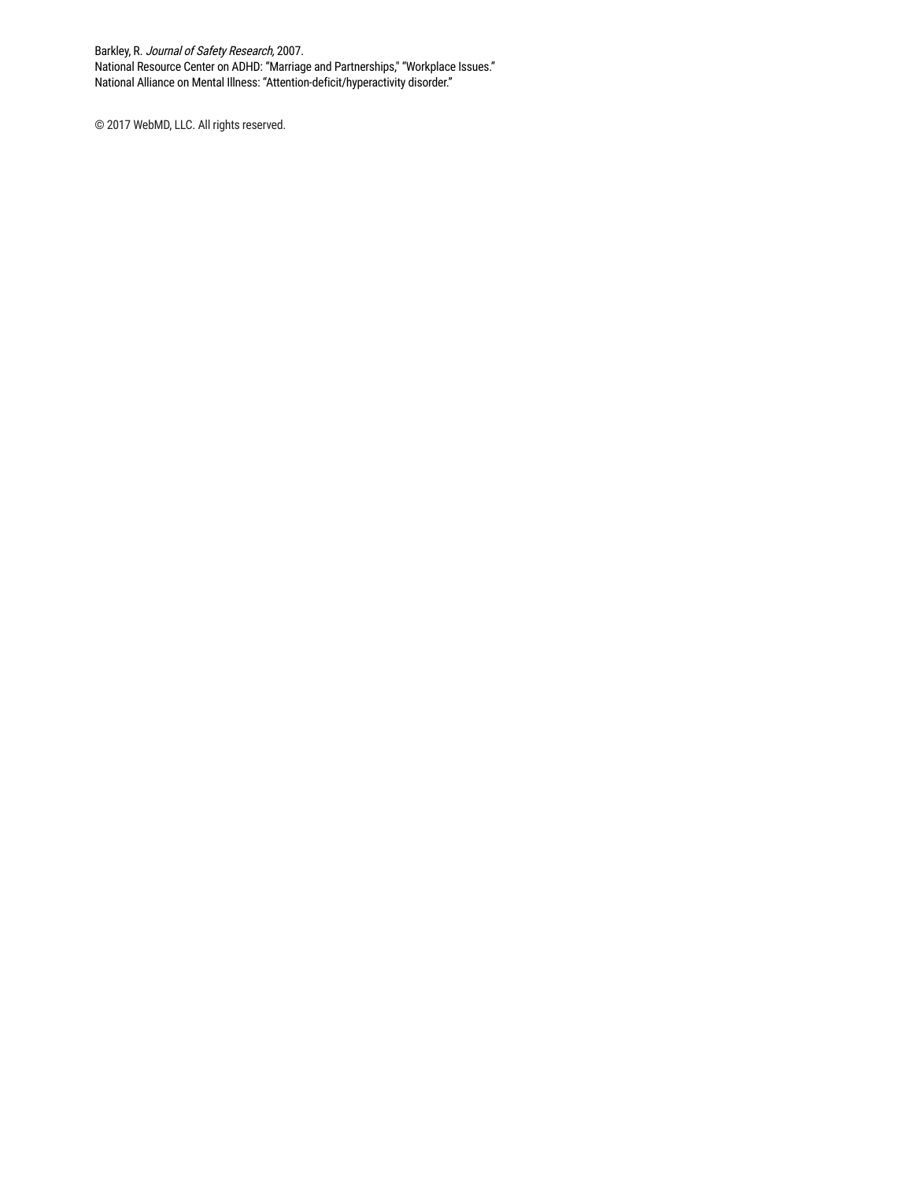Barkley, R. *Journal of Safety Research,* 2007.
National Resource Center on ADHD: "Marriage and Partnerships," "Workplace Issues."
National Alliance on Mental Illness: "Attention-deficit/hyperactivity disorder."

© 2017 WebMD, LLC. All rights reserved.